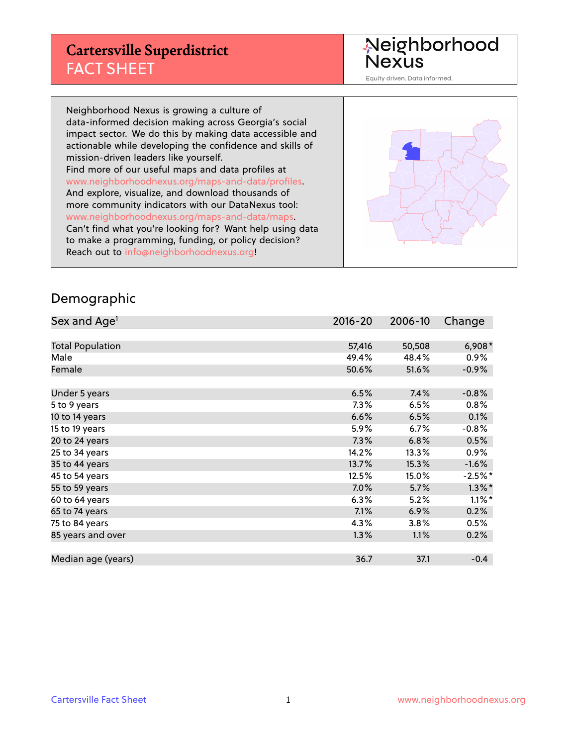# Cartersville Superdistrict
## FACT SHEET

Neighborhood Nexus
Equity driven. Data informed.

Neighborhood Nexus is growing a culture of data-informed decision making across Georgia's social impact sector. We do this by making data accessible and actionable while developing the confidence and skills of mission-driven leaders like yourself.
Find more of our useful maps and data profiles at www.neighborhoodnexus.org/maps-and-data/profiles.
And explore, visualize, and download thousands of more community indicators with our DataNexus tool: www.neighborhoodnexus.org/maps-and-data/maps.
Can't find what you're looking for? Want help using data to make a programming, funding, or policy decision?
Reach out to info@neighborhoodnexus.org!

## Demographic

| Sex and Age[1] | 2016-20 | 2006-10 | Change |
|---|---|---|---|
| Total Population | 57,416 | 50,508 | 6,908* |
| Male | 49.4% | 48.4% | 0.9% |
| Female | 50.6% | 51.6% | -0.9% |
| | | | |
| Under 5 years | 6.5% | 7.4% | -0.8% |
| 5 to 9 years | 7.3% | 6.5% | 0.8% |
| 10 to 14 years | 6.6% | 6.5% | 0.1% |
| 15 to 19 years | 5.9% | 6.7% | -0.8% |
| 20 to 24 years | 7.3% | 6.8% | 0.5% |
| 25 to 34 years | 14.2% | 13.3% | 0.9% |
| 35 to 44 years | 13.7% | 15.3% | -1.6% |
| 45 to 54 years | 12.5% | 15.0% | -2.5%* |
| 55 to 59 years | 7.0% | 5.7% | 1.3%* |
| 60 to 64 years | 6.3% | 5.2% | 1.1%* |
| 65 to 74 years | 7.1% | 6.9% | 0.2% |
| 75 to 84 years | 4.3% | 3.8% | 0.5% |
| 85 years and over | 1.3% | 1.1% | 0.2% |
| | | | |
| Median age (years) | 36.7 | 37.1 | -0.4 |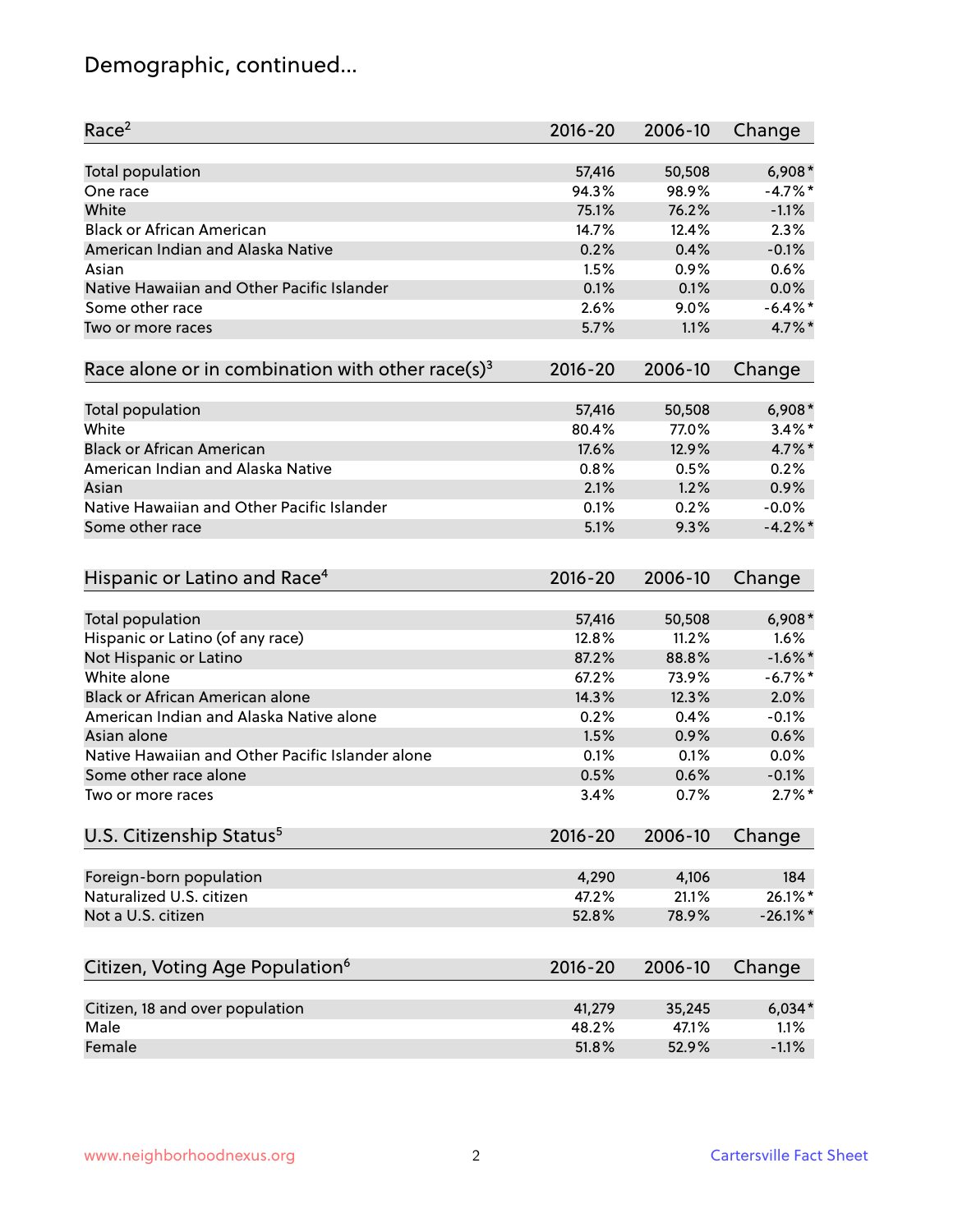# Demographic, continued...

| Race[2] | 2016-20 | 2006-10 | Change |
|---|---|---|---|
| Total population | 57,416 | 50,508 | 6,908* |
| One race | 94.3% | 98.9% | -4.7%* |
| White | 75.1% | 76.2% | -1.1% |
| Black or African American | 14.7% | 12.4% | 2.3% |
| American Indian and Alaska Native | 0.2% | 0.4% | -0.1% |
| Asian | 1.5% | 0.9% | 0.6% |
| Native Hawaiian and Other Pacific Islander | 0.1% | 0.1% | 0.0% |
| Some other race | 2.6% | 9.0% | -6.4%* |
| Two or more races | 5.7% | 1.1% | 4.7%* |

| Race alone or in combination with other race(s)[3] | 2016-20 | 2006-10 | Change |
|---|---|---|---|
| Total population | 57,416 | 50,508 | 6,908* |
| White | 80.4% | 77.0% | 3.4%* |
| Black or African American | 17.6% | 12.9% | 4.7%* |
| American Indian and Alaska Native | 0.8% | 0.5% | 0.2% |
| Asian | 2.1% | 1.2% | 0.9% |
| Native Hawaiian and Other Pacific Islander | 0.1% | 0.2% | -0.0% |
| Some other race | 5.1% | 9.3% | -4.2%* |

| Hispanic or Latino and Race[4] | 2016-20 | 2006-10 | Change |
|---|---|---|---|
| Total population | 57,416 | 50,508 | 6,908* |
| Hispanic or Latino (of any race) | 12.8% | 11.2% | 1.6% |
| Not Hispanic or Latino | 87.2% | 88.8% | -1.6%* |
| White alone | 67.2% | 73.9% | -6.7%* |
| Black or African American alone | 14.3% | 12.3% | 2.0% |
| American Indian and Alaska Native alone | 0.2% | 0.4% | -0.1% |
| Asian alone | 1.5% | 0.9% | 0.6% |
| Native Hawaiian and Other Pacific Islander alone | 0.1% | 0.1% | 0.0% |
| Some other race alone | 0.5% | 0.6% | -0.1% |
| Two or more races | 3.4% | 0.7% | 2.7%* |

| U.S. Citizenship Status[5] | 2016-20 | 2006-10 | Change |
|---|---|---|---|
| Foreign-born population | 4,290 | 4,106 | 184 |
| Naturalized U.S. citizen | 47.2% | 21.1% | 26.1%* |
| Not a U.S. citizen | 52.8% | 78.9% | -26.1%* |

| Citizen, Voting Age Population[6] | 2016-20 | 2006-10 | Change |
|---|---|---|---|
| Citizen, 18 and over population | 41,279 | 35,245 | 6,034* |
| Male | 48.2% | 47.1% | 1.1% |
| Female | 51.8% | 52.9% | -1.1% |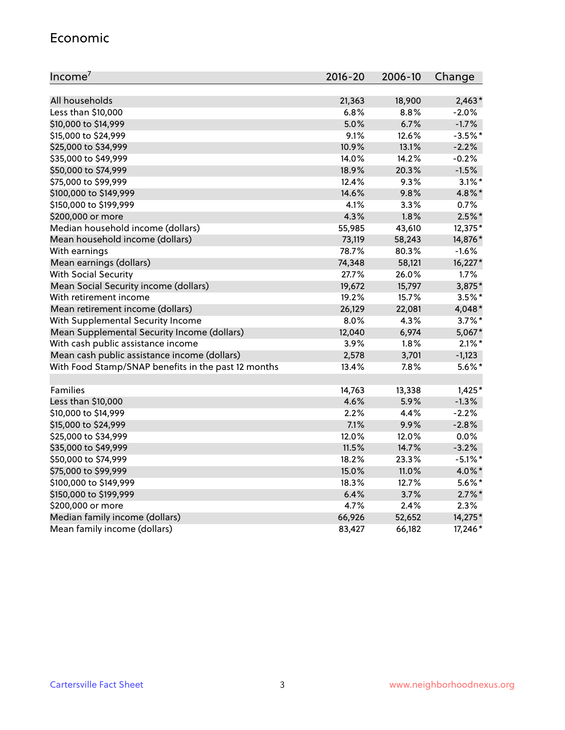## Economic

| Income[7] | 2016-20 | 2006-10 | Change |
|---|---|---|---|
| All households | 21,363 | 18,900 | 2,463* |
| Less than $10,000 | 6.8% | 8.8% | -2.0% |
| $10,000 to $14,999 | 5.0% | 6.7% | -1.7% |
| $15,000 to $24,999 | 9.1% | 12.6% | -3.5%* |
| $25,000 to $34,999 | 10.9% | 13.1% | -2.2% |
| $35,000 to $49,999 | 14.0% | 14.2% | -0.2% |
| $50,000 to $74,999 | 18.9% | 20.3% | -1.5% |
| $75,000 to $99,999 | 12.4% | 9.3% | 3.1%* |
| $100,000 to $149,999 | 14.6% | 9.8% | 4.8%* |
| $150,000 to $199,999 | 4.1% | 3.3% | 0.7% |
| $200,000 or more | 4.3% | 1.8% | 2.5%* |
| Median household income (dollars) | 55,985 | 43,610 | 12,375* |
| Mean household income (dollars) | 73,119 | 58,243 | 14,876* |
| With earnings | 78.7% | 80.3% | -1.6% |
| Mean earnings (dollars) | 74,348 | 58,121 | 16,227* |
| With Social Security | 27.7% | 26.0% | 1.7% |
| Mean Social Security income (dollars) | 19,672 | 15,797 | 3,875* |
| With retirement income | 19.2% | 15.7% | 3.5%* |
| Mean retirement income (dollars) | 26,129 | 22,081 | 4,048* |
| With Supplemental Security Income | 8.0% | 4.3% | 3.7%* |
| Mean Supplemental Security Income (dollars) | 12,040 | 6,974 | 5,067* |
| With cash public assistance income | 3.9% | 1.8% | 2.1%* |
| Mean cash public assistance income (dollars) | 2,578 | 3,701 | -1,123 |
| With Food Stamp/SNAP benefits in the past 12 months | 13.4% | 7.8% | 5.6%* |
| | | | |
| Families | 14,763 | 13,338 | 1,425* |
| Less than $10,000 | 4.6% | 5.9% | -1.3% |
| $10,000 to $14,999 | 2.2% | 4.4% | -2.2% |
| $15,000 to $24,999 | 7.1% | 9.9% | -2.8% |
| $25,000 to $34,999 | 12.0% | 12.0% | 0.0% |
| $35,000 to $49,999 | 11.5% | 14.7% | -3.2% |
| $50,000 to $74,999 | 18.2% | 23.3% | -5.1%* |
| $75,000 to $99,999 | 15.0% | 11.0% | 4.0%* |
| $100,000 to $149,999 | 18.3% | 12.7% | 5.6%* |
| $150,000 to $199,999 | 6.4% | 3.7% | 2.7%* |
| $200,000 or more | 4.7% | 2.4% | 2.3% |
| Median family income (dollars) | 66,926 | 52,652 | 14,275* |
| Mean family income (dollars) | 83,427 | 66,182 | 17,246* |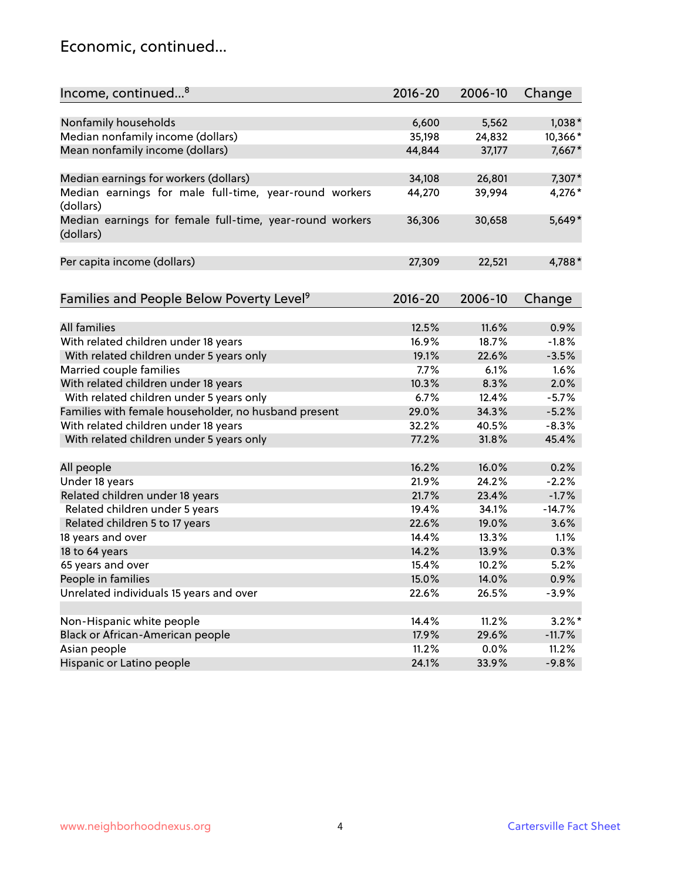## Economic, continued...

| Income, continued...[8] | 2016-20 | 2006-10 | Change |
|---|---|---|---|
| Nonfamily households | 6,600 | 5,562 | 1,038* |
| Median nonfamily income (dollars) | 35,198 | 24,832 | 10,366* |
| Mean nonfamily income (dollars) | 44,844 | 37,177 | 7,667* |
| Median earnings for workers (dollars) | 34,108 | 26,801 | 7,307* |
| Median earnings for male full-time, year-round workers (dollars) | 44,270 | 39,994 | 4,276* |
| Median earnings for female full-time, year-round workers (dollars) | 36,306 | 30,658 | 5,649* |
| Per capita income (dollars) | 27,309 | 22,521 | 4,788* |

| Families and People Below Poverty Level[9] | 2016-20 | 2006-10 | Change |
|---|---|---|---|
| All families | 12.5% | 11.6% | 0.9% |
| With related children under 18 years | 16.9% | 18.7% | -1.8% |
| With related children under 5 years only | 19.1% | 22.6% | -3.5% |
| Married couple families | 7.7% | 6.1% | 1.6% |
| With related children under 18 years | 10.3% | 8.3% | 2.0% |
| With related children under 5 years only | 6.7% | 12.4% | -5.7% |
| Families with female householder, no husband present | 29.0% | 34.3% | -5.2% |
| With related children under 18 years | 32.2% | 40.5% | -8.3% |
| With related children under 5 years only | 77.2% | 31.8% | 45.4% |
| All people | 16.2% | 16.0% | 0.2% |
| Under 18 years | 21.9% | 24.2% | -2.2% |
| Related children under 18 years | 21.7% | 23.4% | -1.7% |
| Related children under 5 years | 19.4% | 34.1% | -14.7% |
| Related children 5 to 17 years | 22.6% | 19.0% | 3.6% |
| 18 years and over | 14.4% | 13.3% | 1.1% |
| 18 to 64 years | 14.2% | 13.9% | 0.3% |
| 65 years and over | 15.4% | 10.2% | 5.2% |
| People in families | 15.0% | 14.0% | 0.9% |
| Unrelated individuals 15 years and over | 22.6% | 26.5% | -3.9% |
| Non-Hispanic white people | 14.4% | 11.2% | 3.2%* |
| Black or African-American people | 17.9% | 29.6% | -11.7% |
| Asian people | 11.2% | 0.0% | 11.2% |
| Hispanic or Latino people | 24.1% | 33.9% | -9.8% |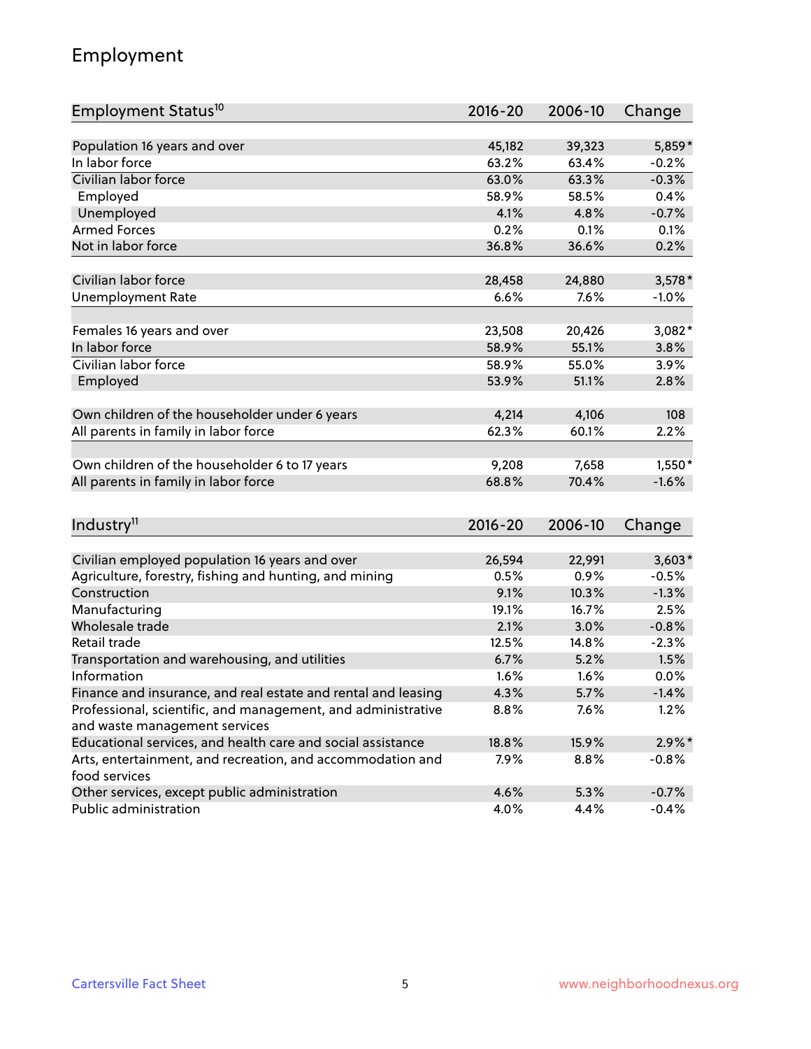## Employment

| Employment Status[10] | 2016-20 | 2006-10 | Change |
|---|---|---|---|
| Population 16 years and over | 45,182 | 39,323 | 5,859* |
| In labor force | 63.2% | 63.4% | -0.2% |
| Civilian labor force | 63.0% | 63.3% | -0.3% |
| Employed | 58.9% | 58.5% | 0.4% |
| Unemployed | 4.1% | 4.8% | -0.7% |
| Armed Forces | 0.2% | 0.1% | 0.1% |
| Not in labor force | 36.8% | 36.6% | 0.2% |
| | | | |
| Civilian labor force | 28,458 | 24,880 | 3,578* |
| Unemployment Rate | 6.6% | 7.6% | -1.0% |
| | | | |
| Females 16 years and over | 23,508 | 20,426 | 3,082* |
| In labor force | 58.9% | 55.1% | 3.8% |
| Civilian labor force | 58.9% | 55.0% | 3.9% |
| Employed | 53.9% | 51.1% | 2.8% |
| | | | |
| Own children of the householder under 6 years | 4,214 | 4,106 | 108 |
| All parents in family in labor force | 62.3% | 60.1% | 2.2% |
| | | | |
| Own children of the householder 6 to 17 years | 9,208 | 7,658 | 1,550* |
| All parents in family in labor force | 68.8% | 70.4% | -1.6% |

| Industry[11] | 2016-20 | 2006-10 | Change |
|---|---|---|---|
| Civilian employed population 16 years and over | 26,594 | 22,991 | 3,603* |
| Agriculture, forestry, fishing and hunting, and mining | 0.5% | 0.9% | -0.5% |
| Construction | 9.1% | 10.3% | -1.3% |
| Manufacturing | 19.1% | 16.7% | 2.5% |
| Wholesale trade | 2.1% | 3.0% | -0.8% |
| Retail trade | 12.5% | 14.8% | -2.3% |
| Transportation and warehousing, and utilities | 6.7% | 5.2% | 1.5% |
| Information | 1.6% | 1.6% | 0.0% |
| Finance and insurance, and real estate and rental and leasing | 4.3% | 5.7% | -1.4% |
| Professional, scientific, and management, and administrative and waste management services | 8.8% | 7.6% | 1.2% |
| Educational services, and health care and social assistance | 18.8% | 15.9% | 2.9%* |
| Arts, entertainment, and recreation, and accommodation and food services | 7.9% | 8.8% | -0.8% |
| Other services, except public administration | 4.6% | 5.3% | -0.7% |
| Public administration | 4.0% | 4.4% | -0.4% |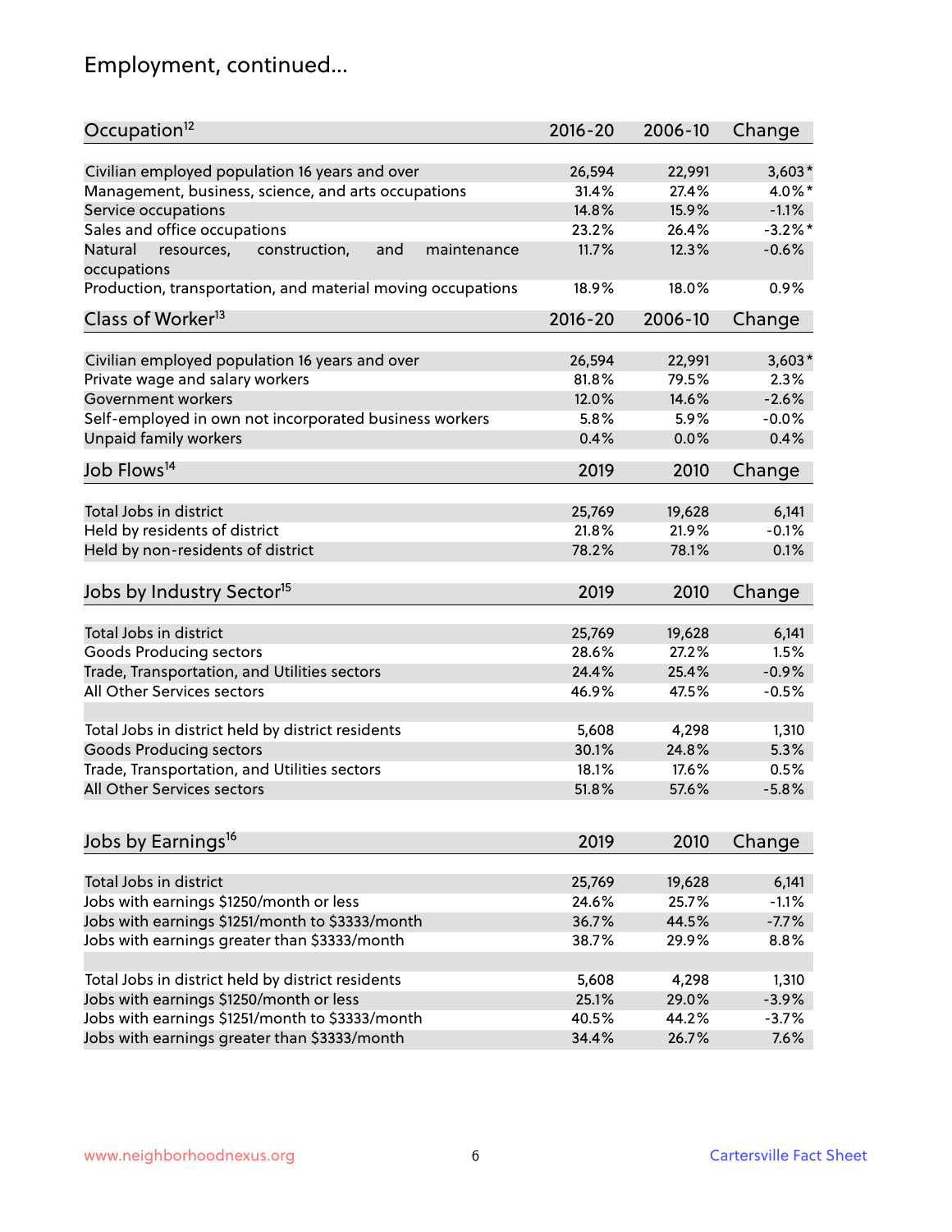# Employment, continued...

| Occupation[12] | 2016-20 | 2006-10 | Change |
|---|---|---|---|
| Civilian employed population 16 years and over | 26,594 | 22,991 | 3,603* |
| Management, business, science, and arts occupations | 31.4% | 27.4% | 4.0%* |
| Service occupations | 14.8% | 15.9% | -1.1% |
| Sales and office occupations | 23.2% | 26.4% | -3.2%* |
| Natural resources, construction, and maintenance occupations | 11.7% | 12.3% | -0.6% |
| Production, transportation, and material moving occupations | 18.9% | 18.0% | 0.9% |

| Class of Worker[13] | 2016-20 | 2006-10 | Change |
|---|---|---|---|
| Civilian employed population 16 years and over | 26,594 | 22,991 | 3,603* |
| Private wage and salary workers | 81.8% | 79.5% | 2.3% |
| Government workers | 12.0% | 14.6% | -2.6% |
| Self-employed in own not incorporated business workers | 5.8% | 5.9% | -0.0% |
| Unpaid family workers | 0.4% | 0.0% | 0.4% |

| Job Flows[14] | 2019 | 2010 | Change |
|---|---|---|---|
| Total Jobs in district | 25,769 | 19,628 | 6,141 |
| Held by residents of district | 21.8% | 21.9% | -0.1% |
| Held by non-residents of district | 78.2% | 78.1% | 0.1% |

| Jobs by Industry Sector[15] | 2019 | 2010 | Change |
|---|---|---|---|
| Total Jobs in district | 25,769 | 19,628 | 6,141 |
| Goods Producing sectors | 28.6% | 27.2% | 1.5% |
| Trade, Transportation, and Utilities sectors | 24.4% | 25.4% | -0.9% |
| All Other Services sectors | 46.9% | 47.5% | -0.5% |
| | | | |
| Total Jobs in district held by district residents | 5,608 | 4,298 | 1,310 |
| Goods Producing sectors | 30.1% | 24.8% | 5.3% |
| Trade, Transportation, and Utilities sectors | 18.1% | 17.6% | 0.5% |
| All Other Services sectors | 51.8% | 57.6% | -5.8% |

| Jobs by Earnings[16] | 2019 | 2010 | Change |
|---|---|---|---|
| Total Jobs in district | 25,769 | 19,628 | 6,141 |
| Jobs with earnings $1250/month or less | 24.6% | 25.7% | -1.1% |
| Jobs with earnings $1251/month to $3333/month | 36.7% | 44.5% | -7.7% |
| Jobs with earnings greater than $3333/month | 38.7% | 29.9% | 8.8% |
| | | | |
| Total Jobs in district held by district residents | 5,608 | 4,298 | 1,310 |
| Jobs with earnings $1250/month or less | 25.1% | 29.0% | -3.9% |
| Jobs with earnings $1251/month to $3333/month | 40.5% | 44.2% | -3.7% |
| Jobs with earnings greater than $3333/month | 34.4% | 26.7% | 7.6% |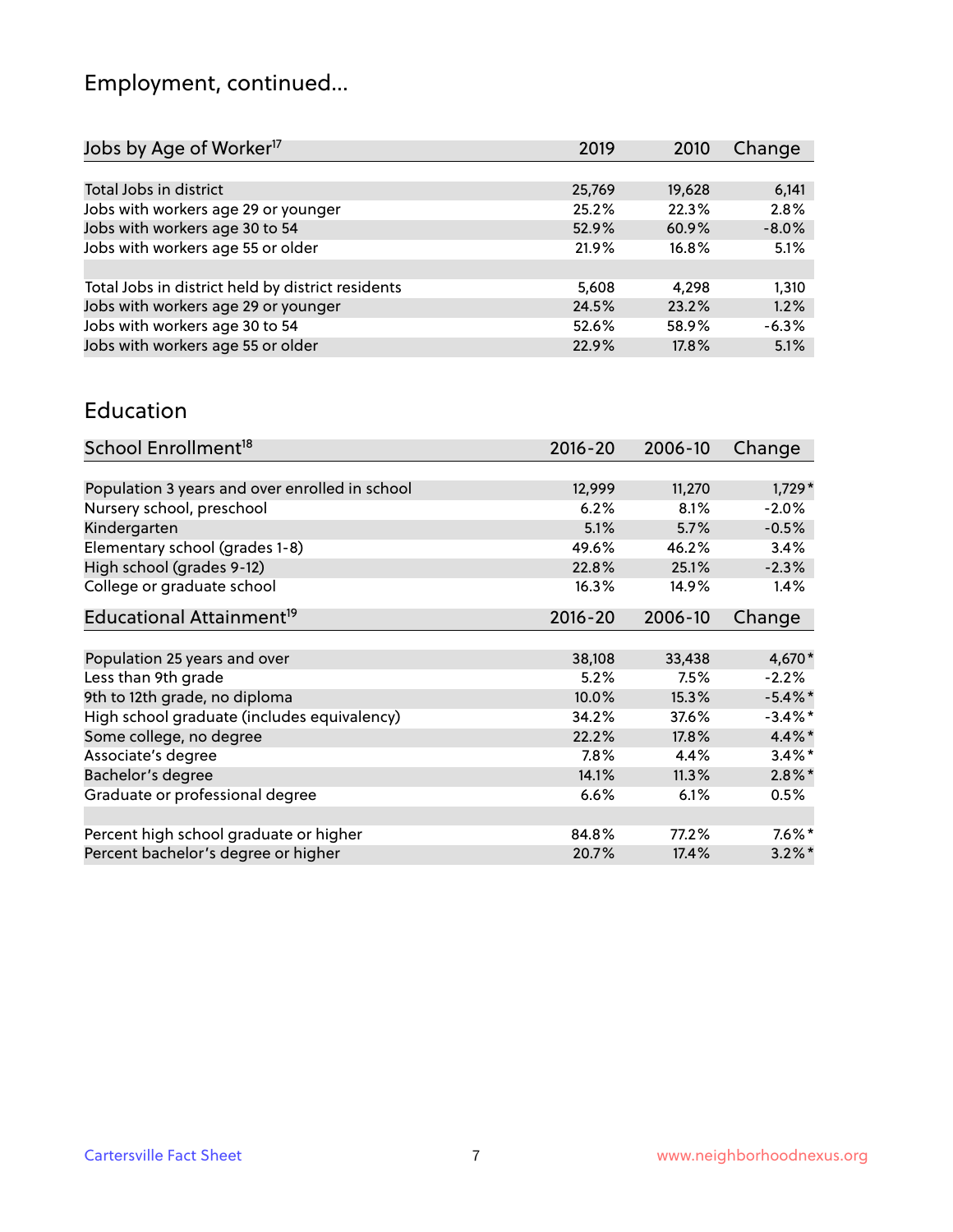## Employment, continued...

| Jobs by Age of Worker[17] | 2019 | 2010 | Change |
|---|---|---|---|
| Total Jobs in district | 25,769 | 19,628 | 6,141 |
| Jobs with workers age 29 or younger | 25.2% | 22.3% | 2.8% |
| Jobs with workers age 30 to 54 | 52.9% | 60.9% | -8.0% |
| Jobs with workers age 55 or older | 21.9% | 16.8% | 5.1% |
| | | | |
| Total Jobs in district held by district residents | 5,608 | 4,298 | 1,310 |
| Jobs with workers age 29 or younger | 24.5% | 23.2% | 1.2% |
| Jobs with workers age 30 to 54 | 52.6% | 58.9% | -6.3% |
| Jobs with workers age 55 or older | 22.9% | 17.8% | 5.1% |

## Education

| School Enrollment[18] | 2016-20 | 2006-10 | Change |
|---|---|---|---|
| Population 3 years and over enrolled in school | 12,999 | 11,270 | 1,729* |
| Nursery school, preschool | 6.2% | 8.1% | -2.0% |
| Kindergarten | 5.1% | 5.7% | -0.5% |
| Elementary school (grades 1-8) | 49.6% | 46.2% | 3.4% |
| High school (grades 9-12) | 22.8% | 25.1% | -2.3% |
| College or graduate school | 16.3% | 14.9% | 1.4% |

| Educational Attainment[19] | 2016-20 | 2006-10 | Change |
|---|---|---|---|
| Population 25 years and over | 38,108 | 33,438 | 4,670* |
| Less than 9th grade | 5.2% | 7.5% | -2.2% |
| 9th to 12th grade, no diploma | 10.0% | 15.3% | -5.4%* |
| High school graduate (includes equivalency) | 34.2% | 37.6% | -3.4%* |
| Some college, no degree | 22.2% | 17.8% | 4.4%* |
| Associate's degree | 7.8% | 4.4% | 3.4%* |
| Bachelor's degree | 14.1% | 11.3% | 2.8%* |
| Graduate or professional degree | 6.6% | 6.1% | 0.5% |
| | | | |
| Percent high school graduate or higher | 84.8% | 77.2% | 7.6%* |
| Percent bachelor's degree or higher | 20.7% | 17.4% | 3.2%* |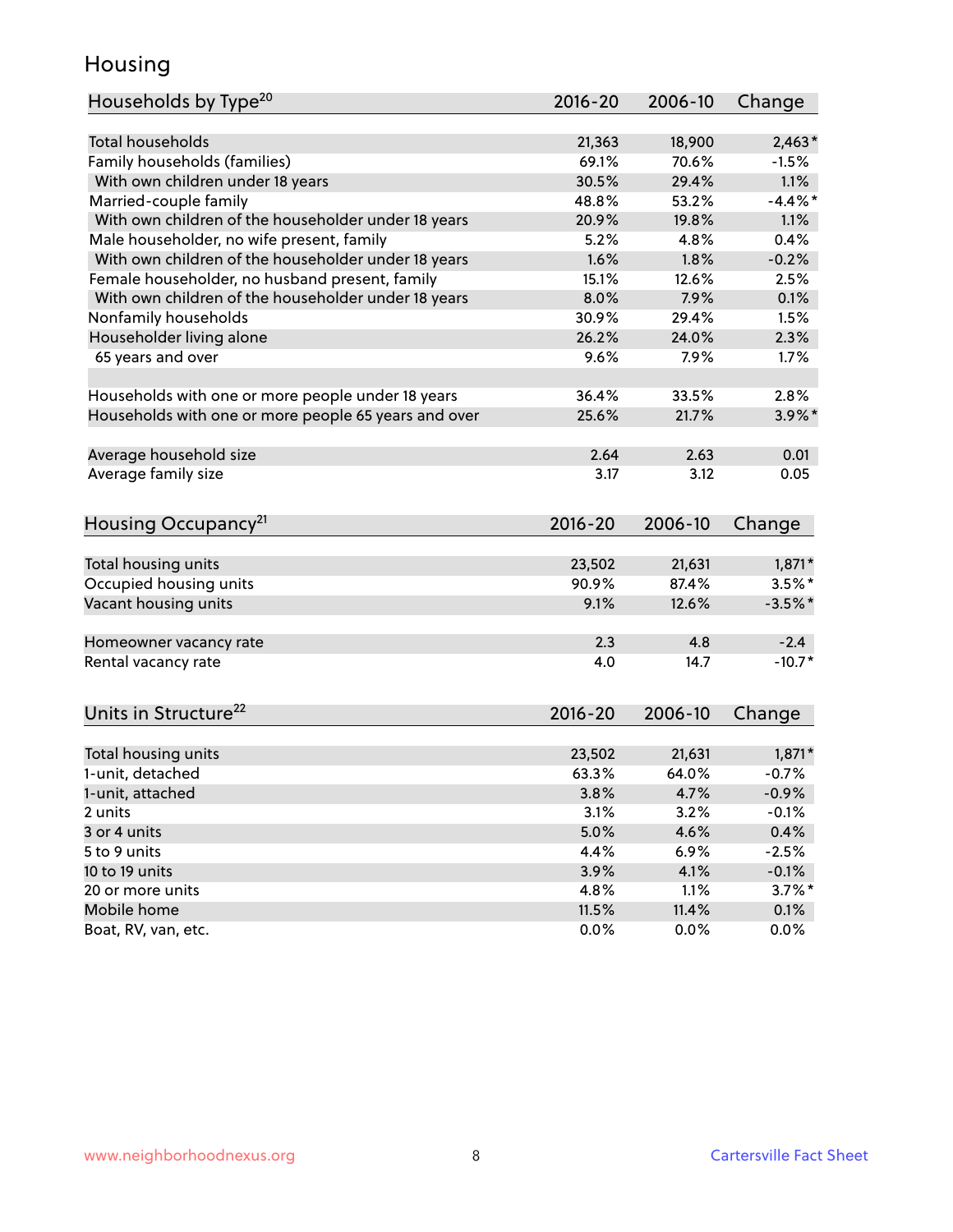# Housing

| Households by Type[20] | 2016-20 | 2006-10 | Change |
|---|---|---|---|
| Total households | 21,363 | 18,900 | 2,463* |
| Family households (families) | 69.1% | 70.6% | -1.5% |
| With own children under 18 years | 30.5% | 29.4% | 1.1% |
| Married-couple family | 48.8% | 53.2% | -4.4%* |
| With own children of the householder under 18 years | 20.9% | 19.8% | 1.1% |
| Male householder, no wife present, family | 5.2% | 4.8% | 0.4% |
| With own children of the householder under 18 years | 1.6% | 1.8% | -0.2% |
| Female householder, no husband present, family | 15.1% | 12.6% | 2.5% |
| With own children of the householder under 18 years | 8.0% | 7.9% | 0.1% |
| Nonfamily households | 30.9% | 29.4% | 1.5% |
| Householder living alone | 26.2% | 24.0% | 2.3% |
| 65 years and over | 9.6% | 7.9% | 1.7% |
| | | | |
| Households with one or more people under 18 years | 36.4% | 33.5% | 2.8% |
| Households with one or more people 65 years and over | 25.6% | 21.7% | 3.9%* |
| | | | |
| Average household size | 2.64 | 2.63 | 0.01 |
| Average family size | 3.17 | 3.12 | 0.05 |

| Housing Occupancy[21] | 2016-20 | 2006-10 | Change |
|---|---|---|---|
| Total housing units | 23,502 | 21,631 | 1,871* |
| Occupied housing units | 90.9% | 87.4% | 3.5%* |
| Vacant housing units | 9.1% | 12.6% | -3.5%* |
| | | | |
| Homeowner vacancy rate | 2.3 | 4.8 | -2.4 |
| Rental vacancy rate | 4.0 | 14.7 | -10.7* |

| Units in Structure[22] | 2016-20 | 2006-10 | Change |
|---|---|---|---|
| Total housing units | 23,502 | 21,631 | 1,871* |
| 1-unit, detached | 63.3% | 64.0% | -0.7% |
| 1-unit, attached | 3.8% | 4.7% | -0.9% |
| 2 units | 3.1% | 3.2% | -0.1% |
| 3 or 4 units | 5.0% | 4.6% | 0.4% |
| 5 to 9 units | 4.4% | 6.9% | -2.5% |
| 10 to 19 units | 3.9% | 4.1% | -0.1% |
| 20 or more units | 4.8% | 1.1% | 3.7%* |
| Mobile home | 11.5% | 11.4% | 0.1% |
| Boat, RV, van, etc. | 0.0% | 0.0% | 0.0% |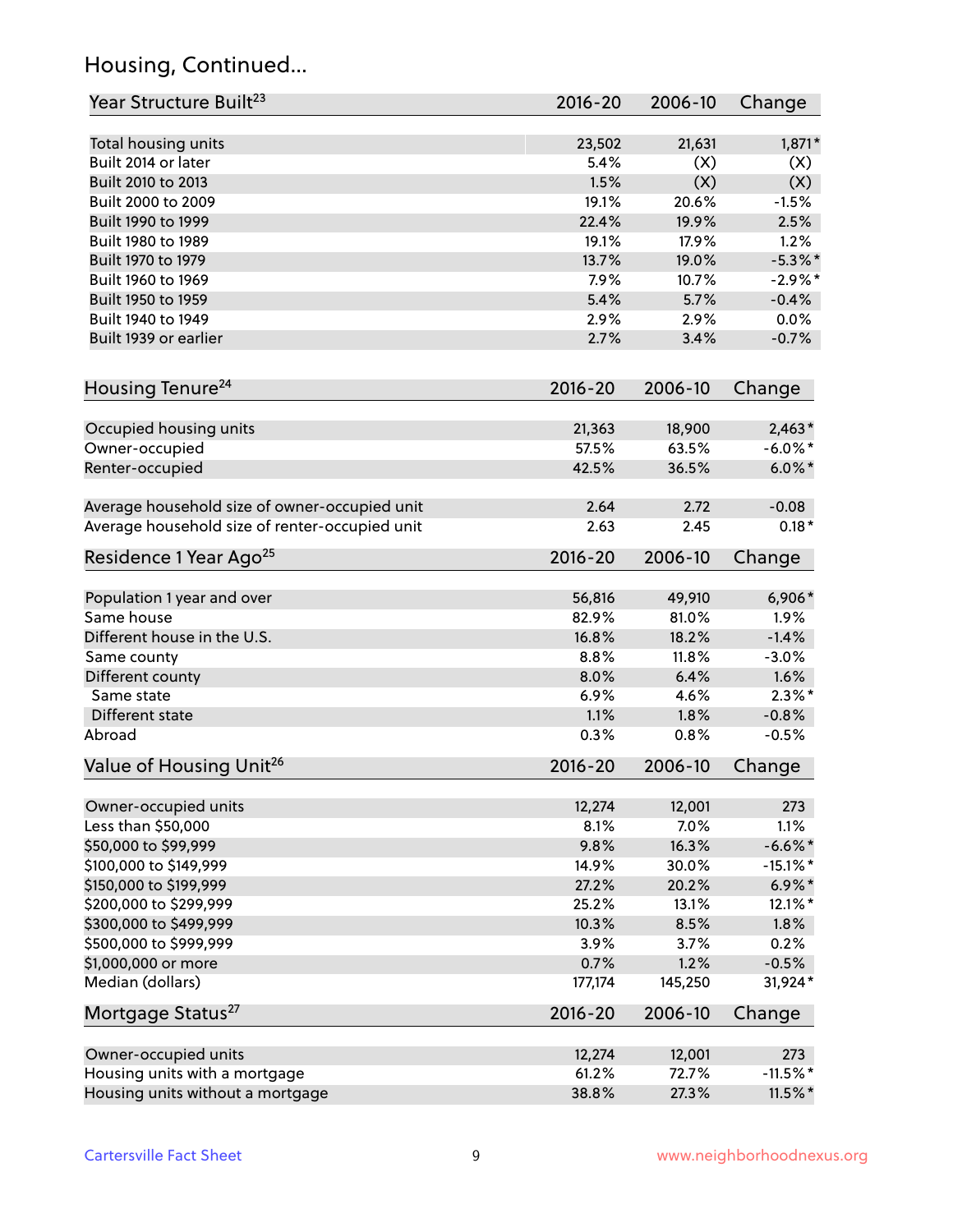## Housing, Continued...

| Year Structure Built[23] | 2016-20 | 2006-10 | Change |
|---|---|---|---|
| Total housing units | 23,502 | 21,631 | 1,871* |
| Built 2014 or later | 5.4% | (X) | (X) |
| Built 2010 to 2013 | 1.5% | (X) | (X) |
| Built 2000 to 2009 | 19.1% | 20.6% | -1.5% |
| Built 1990 to 1999 | 22.4% | 19.9% | 2.5% |
| Built 1980 to 1989 | 19.1% | 17.9% | 1.2% |
| Built 1970 to 1979 | 13.7% | 19.0% | -5.3%* |
| Built 1960 to 1969 | 7.9% | 10.7% | -2.9%* |
| Built 1950 to 1959 | 5.4% | 5.7% | -0.4% |
| Built 1940 to 1949 | 2.9% | 2.9% | 0.0% |
| Built 1939 or earlier | 2.7% | 3.4% | -0.7% |

| Housing Tenure[24] | 2016-20 | 2006-10 | Change |
|---|---|---|---|
| Occupied housing units | 21,363 | 18,900 | 2,463* |
| Owner-occupied | 57.5% | 63.5% | -6.0%* |
| Renter-occupied | 42.5% | 36.5% | 6.0%* |
| Average household size of owner-occupied unit | 2.64 | 2.72 | -0.08 |
| Average household size of renter-occupied unit | 2.63 | 2.45 | 0.18* |

| Residence 1 Year Ago[25] | 2016-20 | 2006-10 | Change |
|---|---|---|---|
| Population 1 year and over | 56,816 | 49,910 | 6,906* |
| Same house | 82.9% | 81.0% | 1.9% |
| Different house in the U.S. | 16.8% | 18.2% | -1.4% |
| Same county | 8.8% | 11.8% | -3.0% |
| Different county | 8.0% | 6.4% | 1.6% |
| Same state | 6.9% | 4.6% | 2.3%* |
| Different state | 1.1% | 1.8% | -0.8% |
| Abroad | 0.3% | 0.8% | -0.5% |

| Value of Housing Unit[26] | 2016-20 | 2006-10 | Change |
|---|---|---|---|
| Owner-occupied units | 12,274 | 12,001 | 273 |
| Less than $50,000 | 8.1% | 7.0% | 1.1% |
| $50,000 to $99,999 | 9.8% | 16.3% | -6.6%* |
| $100,000 to $149,999 | 14.9% | 30.0% | -15.1%* |
| $150,000 to $199,999 | 27.2% | 20.2% | 6.9%* |
| $200,000 to $299,999 | 25.2% | 13.1% | 12.1%* |
| $300,000 to $499,999 | 10.3% | 8.5% | 1.8% |
| $500,000 to $999,999 | 3.9% | 3.7% | 0.2% |
| $1,000,000 or more | 0.7% | 1.2% | -0.5% |
| Median (dollars) | 177,174 | 145,250 | 31,924* |

| Mortgage Status[27] | 2016-20 | 2006-10 | Change |
|---|---|---|---|
| Owner-occupied units | 12,274 | 12,001 | 273 |
| Housing units with a mortgage | 61.2% | 72.7% | -11.5%* |
| Housing units without a mortgage | 38.8% | 27.3% | 11.5%* |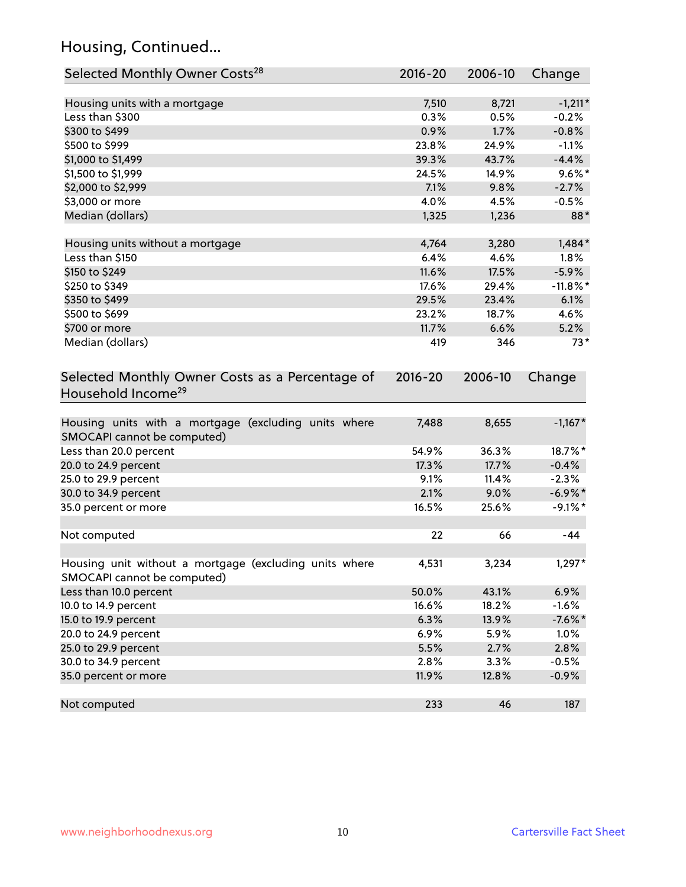## Housing, Continued...

| Selected Monthly Owner Costs[28] | 2016-20 | 2006-10 | Change |
|---|---|---|---|
| Housing units with a mortgage | 7,510 | 8,721 | -1,211* |
| Less than $300 | 0.3% | 0.5% | -0.2% |
| $300 to $499 | 0.9% | 1.7% | -0.8% |
| $500 to $999 | 23.8% | 24.9% | -1.1% |
| $1,000 to $1,499 | 39.3% | 43.7% | -4.4% |
| $1,500 to $1,999 | 24.5% | 14.9% | 9.6%* |
| $2,000 to $2,999 | 7.1% | 9.8% | -2.7% |
| $3,000 or more | 4.0% | 4.5% | -0.5% |
| Median (dollars) | 1,325 | 1,236 | 88* |
| | | | |
| Housing units without a mortgage | 4,764 | 3,280 | 1,484* |
| Less than $150 | 6.4% | 4.6% | 1.8% |
| $150 to $249 | 11.6% | 17.5% | -5.9% |
| $250 to $349 | 17.6% | 29.4% | -11.8%* |
| $350 to $499 | 29.5% | 23.4% | 6.1% |
| $500 to $699 | 23.2% | 18.7% | 4.6% |
| $700 or more | 11.7% | 6.6% | 5.2% |
| Median (dollars) | 419 | 346 | 73* |

| Selected Monthly Owner Costs as a Percentage of Household Income[29] | 2016-20 | 2006-10 | Change |
|---|---|---|---|
| Housing units with a mortgage (excluding units where SMOCAPI cannot be computed) | 7,488 | 8,655 | -1,167* |
| Less than 20.0 percent | 54.9% | 36.3% | 18.7%* |
| 20.0 to 24.9 percent | 17.3% | 17.7% | -0.4% |
| 25.0 to 29.9 percent | 9.1% | 11.4% | -2.3% |
| 30.0 to 34.9 percent | 2.1% | 9.0% | -6.9%* |
| 35.0 percent or more | 16.5% | 25.6% | -9.1%* |
| | | | |
| Not computed | 22 | 66 | -44 |
| | | | |
| Housing unit without a mortgage (excluding units where SMOCAPI cannot be computed) | 4,531 | 3,234 | 1,297* |
| Less than 10.0 percent | 50.0% | 43.1% | 6.9% |
| 10.0 to 14.9 percent | 16.6% | 18.2% | -1.6% |
| 15.0 to 19.9 percent | 6.3% | 13.9% | -7.6%* |
| 20.0 to 24.9 percent | 6.9% | 5.9% | 1.0% |
| 25.0 to 29.9 percent | 5.5% | 2.7% | 2.8% |
| 30.0 to 34.9 percent | 2.8% | 3.3% | -0.5% |
| 35.0 percent or more | 11.9% | 12.8% | -0.9% |
| | | | |
| Not computed | 233 | 46 | 187 |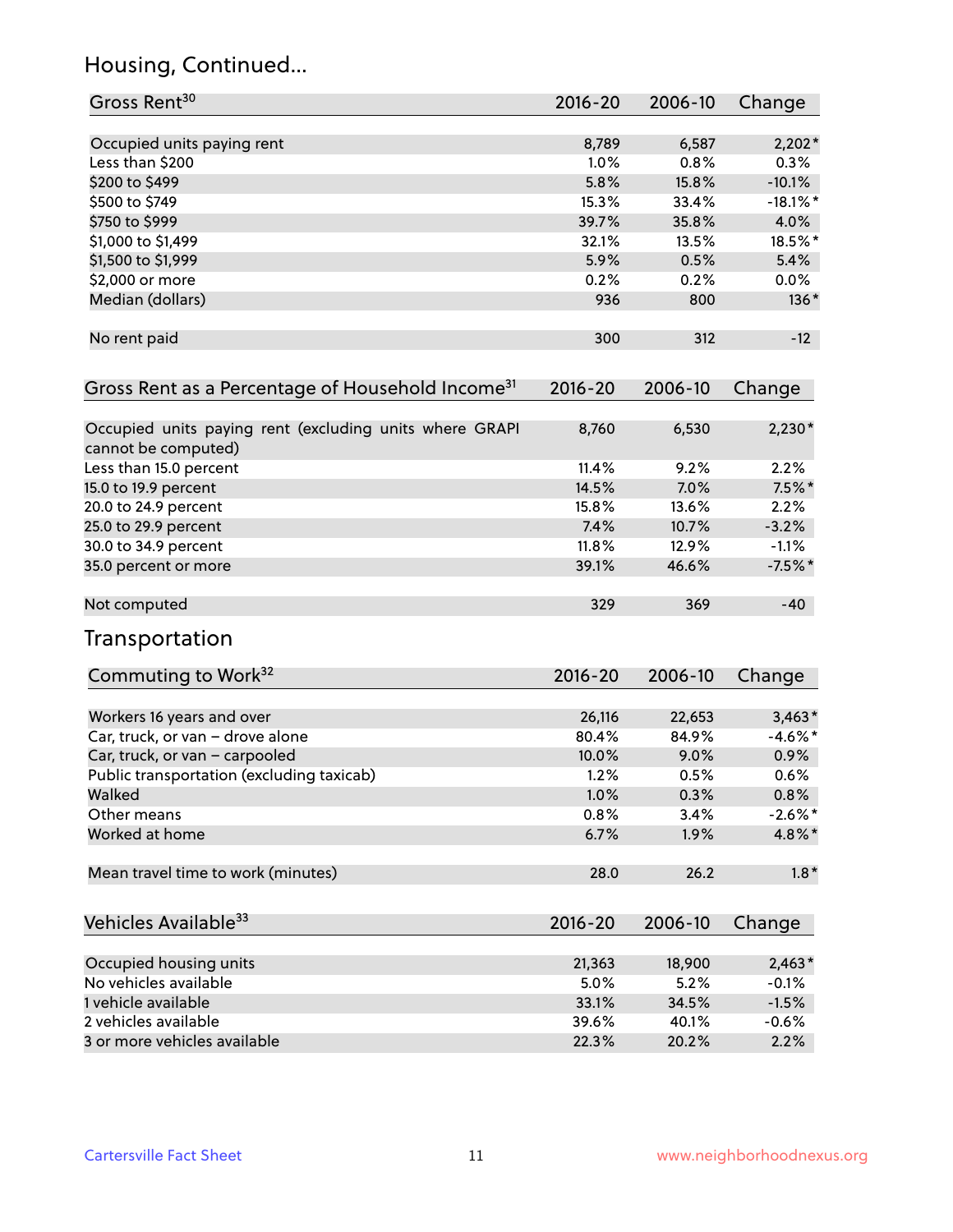## Housing, Continued...

| Gross Rent[30] | 2016-20 | 2006-10 | Change |
|---|---|---|---|
| Occupied units paying rent | 8,789 | 6,587 | 2,202* |
| Less than $200 | 1.0% | 0.8% | 0.3% |
| $200 to $499 | 5.8% | 15.8% | -10.1% |
| $500 to $749 | 15.3% | 33.4% | -18.1%* |
| $750 to $999 | 39.7% | 35.8% | 4.0% |
| $1,000 to $1,499 | 32.1% | 13.5% | 18.5%* |
| $1,500 to $1,999 | 5.9% | 0.5% | 5.4% |
| $2,000 or more | 0.2% | 0.2% | 0.0% |
| Median (dollars) | 936 | 800 | 136* |
| No rent paid | 300 | 312 | -12 |

| Gross Rent as a Percentage of Household Income[31] | 2016-20 | 2006-10 | Change |
|---|---|---|---|
| Occupied units paying rent (excluding units where GRAPI cannot be computed) | 8,760 | 6,530 | 2,230* |
| Less than 15.0 percent | 11.4% | 9.2% | 2.2% |
| 15.0 to 19.9 percent | 14.5% | 7.0% | 7.5%* |
| 20.0 to 24.9 percent | 15.8% | 13.6% | 2.2% |
| 25.0 to 29.9 percent | 7.4% | 10.7% | -3.2% |
| 30.0 to 34.9 percent | 11.8% | 12.9% | -1.1% |
| 35.0 percent or more | 39.1% | 46.6% | -7.5%* |
| Not computed | 329 | 369 | -40 |

## Transportation

| Commuting to Work[32] | 2016-20 | 2006-10 | Change |
|---|---|---|---|
| Workers 16 years and over | 26,116 | 22,653 | 3,463* |
| Car, truck, or van – drove alone | 80.4% | 84.9% | -4.6%* |
| Car, truck, or van – carpooled | 10.0% | 9.0% | 0.9% |
| Public transportation (excluding taxicab) | 1.2% | 0.5% | 0.6% |
| Walked | 1.0% | 0.3% | 0.8% |
| Other means | 0.8% | 3.4% | -2.6%* |
| Worked at home | 6.7% | 1.9% | 4.8%* |
| Mean travel time to work (minutes) | 28.0 | 26.2 | 1.8* |

| Vehicles Available[33] | 2016-20 | 2006-10 | Change |
|---|---|---|---|
| Occupied housing units | 21,363 | 18,900 | 2,463* |
| No vehicles available | 5.0% | 5.2% | -0.1% |
| 1 vehicle available | 33.1% | 34.5% | -1.5% |
| 2 vehicles available | 39.6% | 40.1% | -0.6% |
| 3 or more vehicles available | 22.3% | 20.2% | 2.2% |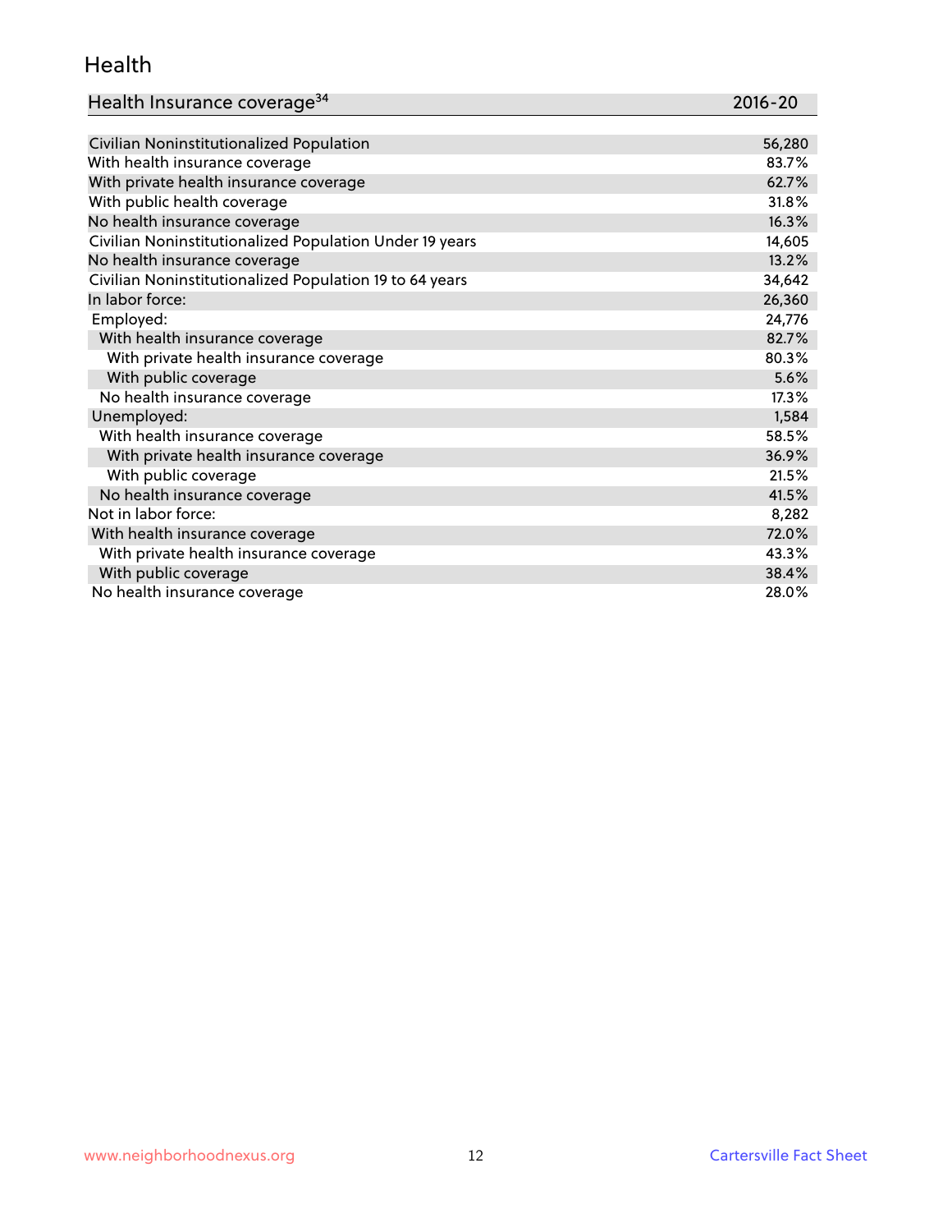## Health

| Health Insurance coverage[34] | 2016-20 |
| --- | --- |
| Civilian Noninstitutionalized Population | 56,280 |
| With health insurance coverage | 83.7% |
| With private health insurance coverage | 62.7% |
| With public health coverage | 31.8% |
| No health insurance coverage | 16.3% |
| Civilian Noninstitutionalized Population Under 19 years | 14,605 |
| No health insurance coverage | 13.2% |
| Civilian Noninstitutionalized Population 19 to 64 years | 34,642 |
| In labor force: | 26,360 |
| Employed: | 24,776 |
| With health insurance coverage | 82.7% |
| With private health insurance coverage | 80.3% |
| With public coverage | 5.6% |
| No health insurance coverage | 17.3% |
| Unemployed: | 1,584 |
| With health insurance coverage | 58.5% |
| With private health insurance coverage | 36.9% |
| With public coverage | 21.5% |
| No health insurance coverage | 41.5% |
| Not in labor force: | 8,282 |
| With health insurance coverage | 72.0% |
| With private health insurance coverage | 43.3% |
| With public coverage | 38.4% |
| No health insurance coverage | 28.0% |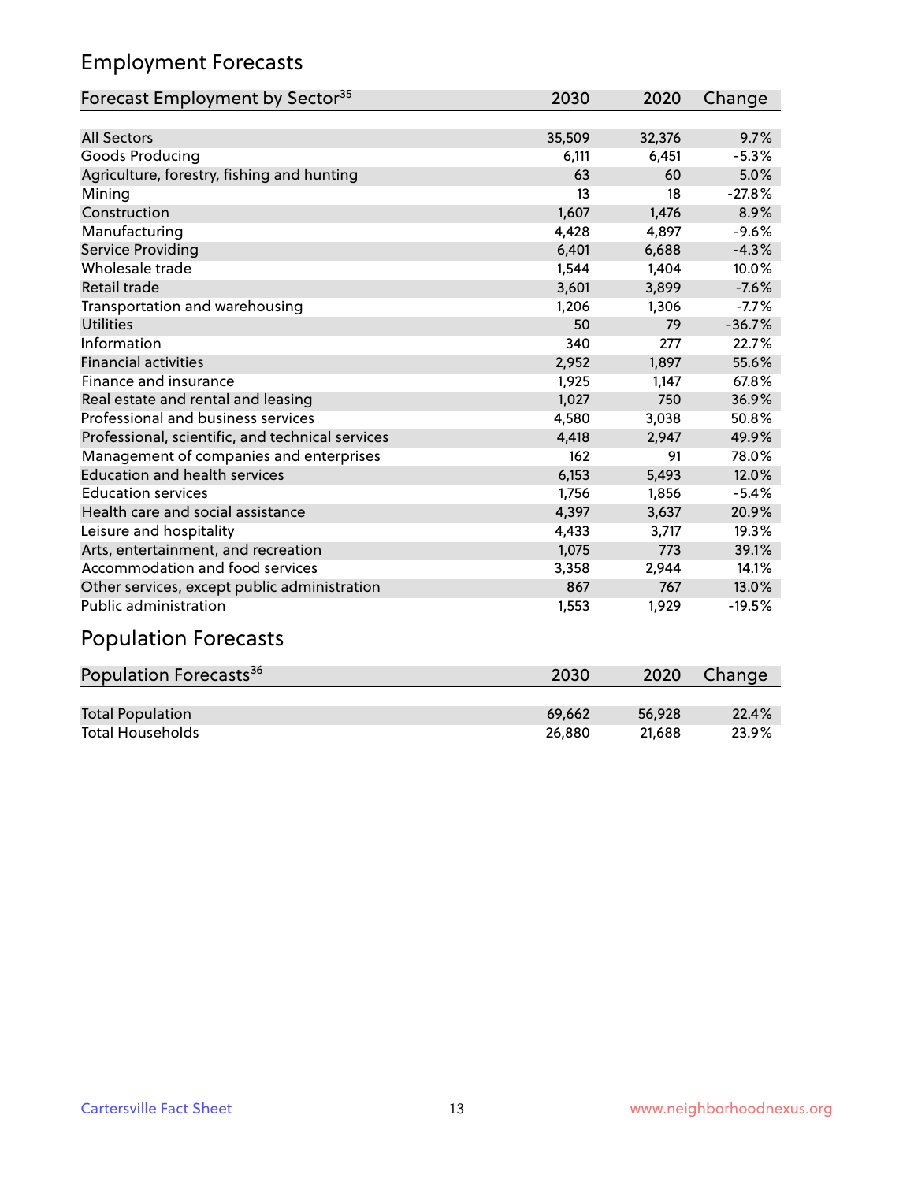## Employment Forecasts

| Forecast Employment by Sector[35] | 2030 | 2020 | Change |
|---|---|---|---|
| All Sectors | 35,509 | 32,376 | 9.7% |
| Goods Producing | 6,111 | 6,451 | -5.3% |
| Agriculture, forestry, fishing and hunting | 63 | 60 | 5.0% |
| Mining | 13 | 18 | -27.8% |
| Construction | 1,607 | 1,476 | 8.9% |
| Manufacturing | 4,428 | 4,897 | -9.6% |
| Service Providing | 6,401 | 6,688 | -4.3% |
| Wholesale trade | 1,544 | 1,404 | 10.0% |
| Retail trade | 3,601 | 3,899 | -7.6% |
| Transportation and warehousing | 1,206 | 1,306 | -7.7% |
| Utilities | 50 | 79 | -36.7% |
| Information | 340 | 277 | 22.7% |
| Financial activities | 2,952 | 1,897 | 55.6% |
| Finance and insurance | 1,925 | 1,147 | 67.8% |
| Real estate and rental and leasing | 1,027 | 750 | 36.9% |
| Professional and business services | 4,580 | 3,038 | 50.8% |
| Professional, scientific, and technical services | 4,418 | 2,947 | 49.9% |
| Management of companies and enterprises | 162 | 91 | 78.0% |
| Education and health services | 6,153 | 5,493 | 12.0% |
| Education services | 1,756 | 1,856 | -5.4% |
| Health care and social assistance | 4,397 | 3,637 | 20.9% |
| Leisure and hospitality | 4,433 | 3,717 | 19.3% |
| Arts, entertainment, and recreation | 1,075 | 773 | 39.1% |
| Accommodation and food services | 3,358 | 2,944 | 14.1% |
| Other services, except public administration | 867 | 767 | 13.0% |
| Public administration | 1,553 | 1,929 | -19.5% |

## Population Forecasts

| Population Forecasts[36] | 2030 | 2020 | Change |
|---|---|---|---|
| Total Population | 69,662 | 56,928 | 22.4% |
| Total Households | 26,880 | 21,688 | 23.9% |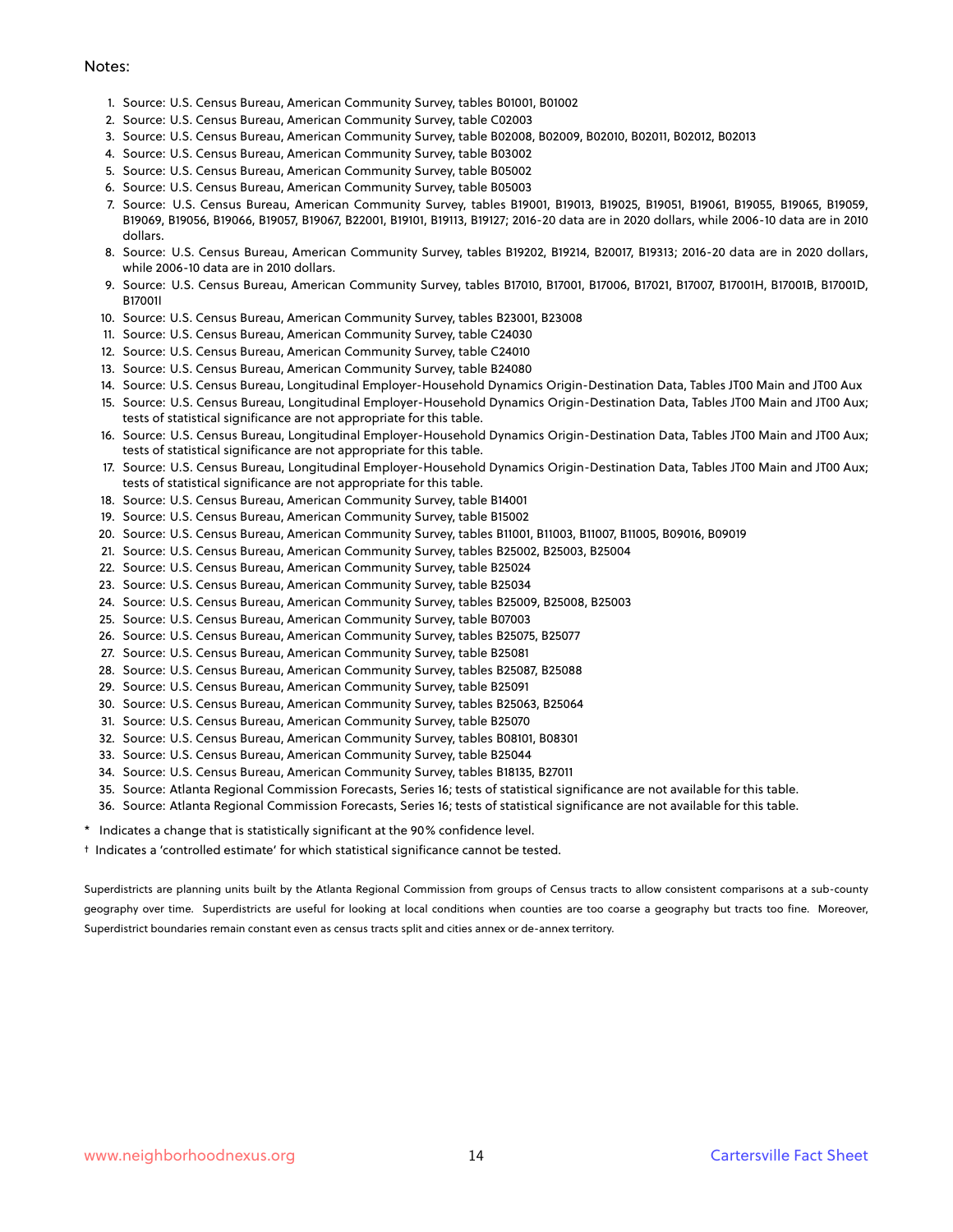Notes:

1. Source: U.S. Census Bureau, American Community Survey, tables B01001, B01002
2. Source: U.S. Census Bureau, American Community Survey, table C02003
3. Source: U.S. Census Bureau, American Community Survey, table B02008, B02009, B02010, B02011, B02012, B02013
4. Source: U.S. Census Bureau, American Community Survey, table B03002
5. Source: U.S. Census Bureau, American Community Survey, table B05002
6. Source: U.S. Census Bureau, American Community Survey, table B05003
7. Source: U.S. Census Bureau, American Community Survey, tables B19001, B19013, B19025, B19051, B19061, B19055, B19065, B19059, B19069, B19056, B19066, B19057, B19067, B22001, B19101, B19113, B19127; 2016-20 data are in 2020 dollars, while 2006-10 data are in 2010 dollars.
8. Source: U.S. Census Bureau, American Community Survey, tables B19202, B19214, B20017, B19313; 2016-20 data are in 2020 dollars, while 2006-10 data are in 2010 dollars.
9. Source: U.S. Census Bureau, American Community Survey, tables B17010, B17001, B17006, B17021, B17007, B17001H, B17001B, B17001D, B17001I
10. Source: U.S. Census Bureau, American Community Survey, tables B23001, B23008
11. Source: U.S. Census Bureau, American Community Survey, table C24030
12. Source: U.S. Census Bureau, American Community Survey, table C24010
13. Source: U.S. Census Bureau, American Community Survey, table B24080
14. Source: U.S. Census Bureau, Longitudinal Employer-Household Dynamics Origin-Destination Data, Tables JT00 Main and JT00 Aux
15. Source: U.S. Census Bureau, Longitudinal Employer-Household Dynamics Origin-Destination Data, Tables JT00 Main and JT00 Aux; tests of statistical significance are not appropriate for this table.
16. Source: U.S. Census Bureau, Longitudinal Employer-Household Dynamics Origin-Destination Data, Tables JT00 Main and JT00 Aux; tests of statistical significance are not appropriate for this table.
17. Source: U.S. Census Bureau, Longitudinal Employer-Household Dynamics Origin-Destination Data, Tables JT00 Main and JT00 Aux; tests of statistical significance are not appropriate for this table.
18. Source: U.S. Census Bureau, American Community Survey, table B14001
19. Source: U.S. Census Bureau, American Community Survey, table B15002
20. Source: U.S. Census Bureau, American Community Survey, tables B11001, B11003, B11007, B11005, B09016, B09019
21. Source: U.S. Census Bureau, American Community Survey, tables B25002, B25003, B25004
22. Source: U.S. Census Bureau, American Community Survey, table B25024
23. Source: U.S. Census Bureau, American Community Survey, table B25034
24. Source: U.S. Census Bureau, American Community Survey, tables B25009, B25008, B25003
25. Source: U.S. Census Bureau, American Community Survey, table B07003
26. Source: U.S. Census Bureau, American Community Survey, tables B25075, B25077
27. Source: U.S. Census Bureau, American Community Survey, table B25081
28. Source: U.S. Census Bureau, American Community Survey, tables B25087, B25088
29. Source: U.S. Census Bureau, American Community Survey, table B25091
30. Source: U.S. Census Bureau, American Community Survey, tables B25063, B25064
31. Source: U.S. Census Bureau, American Community Survey, table B25070
32. Source: U.S. Census Bureau, American Community Survey, tables B08101, B08301
33. Source: U.S. Census Bureau, American Community Survey, table B25044
34. Source: U.S. Census Bureau, American Community Survey, tables B18135, B27011
35. Source: Atlanta Regional Commission Forecasts, Series 16; tests of statistical significance are not available for this table.
36. Source: Atlanta Regional Commission Forecasts, Series 16; tests of statistical significance are not available for this table.

\* Indicates a change that is statistically significant at the 90% confidence level.

† Indicates a 'controlled estimate' for which statistical significance cannot be tested.

Superdistricts are planning units built by the Atlanta Regional Commission from groups of Census tracts to allow consistent comparisons at a sub-county geography over time. Superdistricts are useful for looking at local conditions when counties are too coarse a geography but tracts too fine. Moreover, Superdistrict boundaries remain constant even as census tracts split and cities annex or de-annex territory.